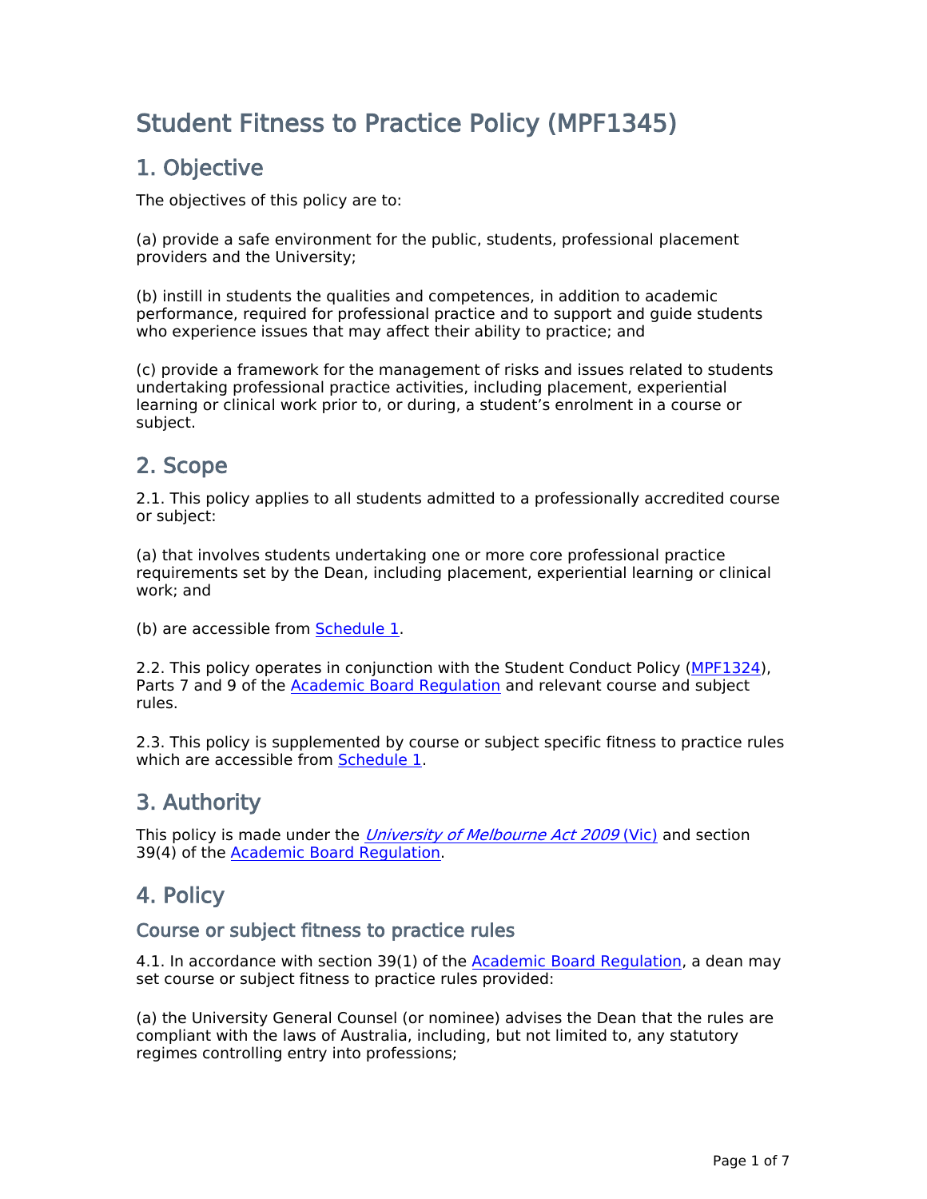# Student Fitness to Practice Policy (MPF1345)

## 1. Objective

The objectives of this policy are to:

(a) provide a safe environment for the public, students, professional placement providers and the University;

(b) instill in students the qualities and competences, in addition to academic performance, required for professional practice and to support and guide students who experience issues that may affect their ability to practice; and

(c) provide a framework for the management of risks and issues related to students undertaking professional practice activities, including placement, experiential learning or clinical work prior to, or during, a student's enrolment in a course or subject.

## 2. Scope

2.1. This policy applies to all students admitted to a professionally accredited course or subject:

(a) that involves students undertaking one or more core professional practice requirements set by the Dean, including placement, experiential learning or clinical work; and

(b) are accessible from Schedule 1.

2.2. This policy operates in conjunction with the Student Conduct Policy (MPF1324), Parts 7 and 9 of the Academic Board Regulation and relevant course and subject rules.

2.3. This policy is supplemented by course or subject specific fitness to practice rules which are accessible from Schedule 1.

## 3. Authority

This policy is made under the *University of Melbourne Act 2009* (Vic) and section 39(4) of the Academic Board Regulation.

## 4. Policy

### Course or subject fitness to practice rules

4.1. In accordance with section 39(1) of the Academic Board Regulation, a dean may set course or subject fitness to practice rules provided:

(a) the University General Counsel (or nominee) advises the Dean that the rules are compliant with the laws of Australia, including, but not limited to, any statutory regimes controlling entry into professions;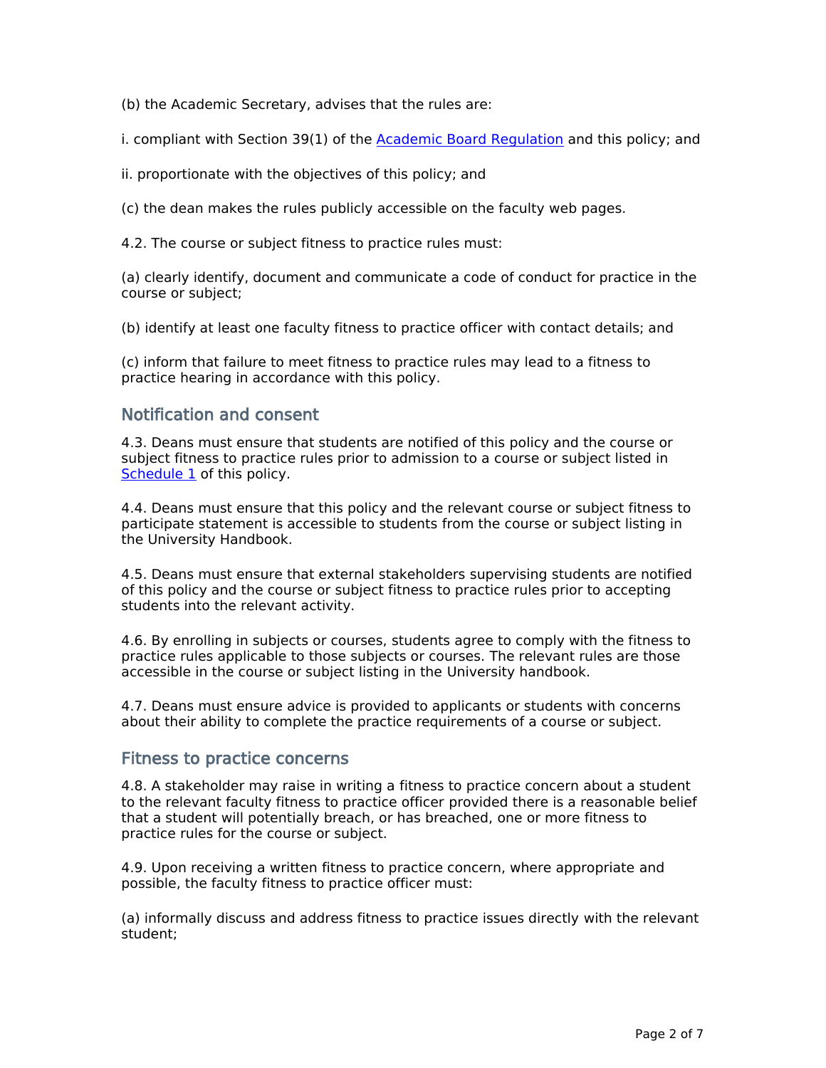(b) the Academic Secretary, advises that the rules are:

i. compliant with Section 39(1) of the Academic Board Regulation and this policy; and

ii. proportionate with the objectives of this policy; and

(c) the dean makes the rules publicly accessible on the faculty web pages.

4.2. The course or subject fitness to practice rules must:

(a) clearly identify, document and communicate a code of conduct for practice in the course or subject;

(b) identify at least one faculty fitness to practice officer with contact details; and

(c) inform that failure to meet fitness to practice rules may lead to a fitness to practice hearing in accordance with this policy.

## Notification and consent

4.3. Deans must ensure that students are notified of this policy and the course or subject fitness to practice rules prior to admission to a course or subject listed in Schedule 1 of this policy.

4.4. Deans must ensure that this policy and the relevant course or subject fitness to participate statement is accessible to students from the course or subject listing in the University Handbook.

4.5. Deans must ensure that external stakeholders supervising students are notified of this policy and the course or subject fitness to practice rules prior to accepting students into the relevant activity.

4.6. By enrolling in subjects or courses, students agree to comply with the fitness to practice rules applicable to those subjects or courses. The relevant rules are those accessible in the course or subject listing in the University handbook.

4.7. Deans must ensure advice is provided to applicants or students with concerns about their ability to complete the practice requirements of a course or subject.

## Fitness to practice concerns

4.8. A stakeholder may raise in writing a fitness to practice concern about a student to the relevant faculty fitness to practice officer provided there is a reasonable belief that a student will potentially breach, or has breached, one or more fitness to practice rules for the course or subject.

4.9. Upon receiving a written fitness to practice concern, where appropriate and possible, the faculty fitness to practice officer must:

(a) informally discuss and address fitness to practice issues directly with the relevant student;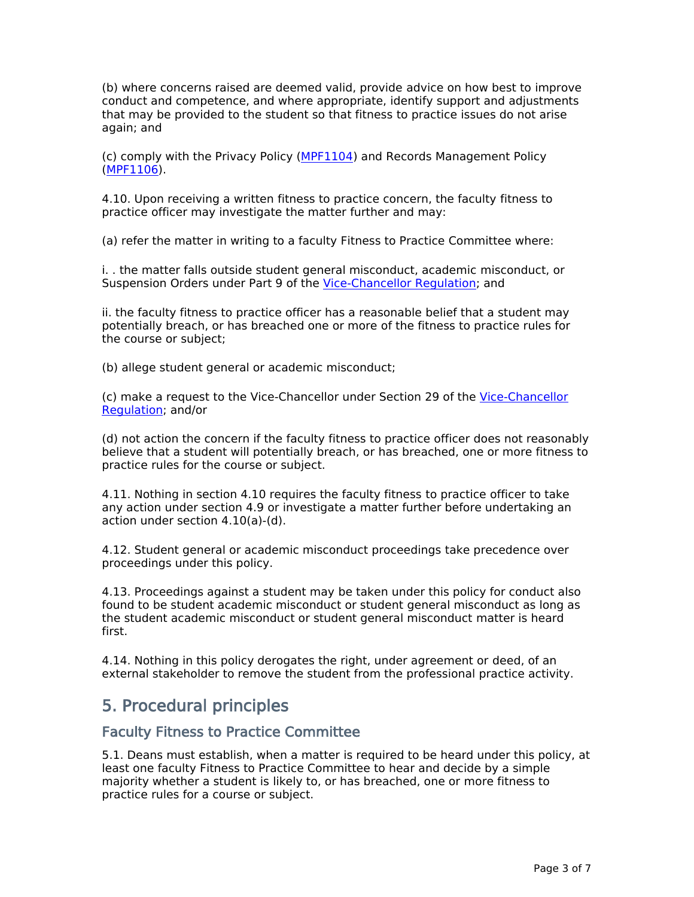(b) where concerns raised are deemed valid, provide advice on how best to improve conduct and competence, and where appropriate, identify support and adjustments that may be provided to the student so that fitness to practice issues do not arise again; and

(c) comply with the Privacy Policy ([MPF1104]) and Records Management Policy ([MPF1106]).

4.10. Upon receiving a written fitness to practice concern, the faculty fitness to practice officer may investigate the matter further and may:

(a) refer the matter in writing to a faculty Fitness to Practice Committee where:

i. . the matter falls outside student general misconduct, academic misconduct, or Suspension Orders under Part 9 of the [Vice-Chancellor Regulation]; and

ii. the faculty fitness to practice officer has a reasonable belief that a student may potentially breach, or has breached one or more of the fitness to practice rules for the course or subject;

(b) allege student general or academic misconduct;

(c) make a request to the Vice-Chancellor under Section 29 of the [Vice-Chancellor Regulation]; and/or

(d) not action the concern if the faculty fitness to practice officer does not reasonably believe that a student will potentially breach, or has breached, one or more fitness to practice rules for the course or subject.

4.11. Nothing in section 4.10 requires the faculty fitness to practice officer to take any action under section 4.9 or investigate a matter further before undertaking an action under section 4.10(a)-(d).

4.12. Student general or academic misconduct proceedings take precedence over proceedings under this policy.

4.13. Proceedings against a student may be taken under this policy for conduct also found to be student academic misconduct or student general misconduct as long as the student academic misconduct or student general misconduct matter is heard first.

4.14. Nothing in this policy derogates the right, under agreement or deed, of an external stakeholder to remove the student from the professional practice activity.

## 5. Procedural principles

### Faculty Fitness to Practice Committee

5.1. Deans must establish, when a matter is required to be heard under this policy, at least one faculty Fitness to Practice Committee to hear and decide by a simple majority whether a student is likely to, or has breached, one or more fitness to practice rules for a course or subject.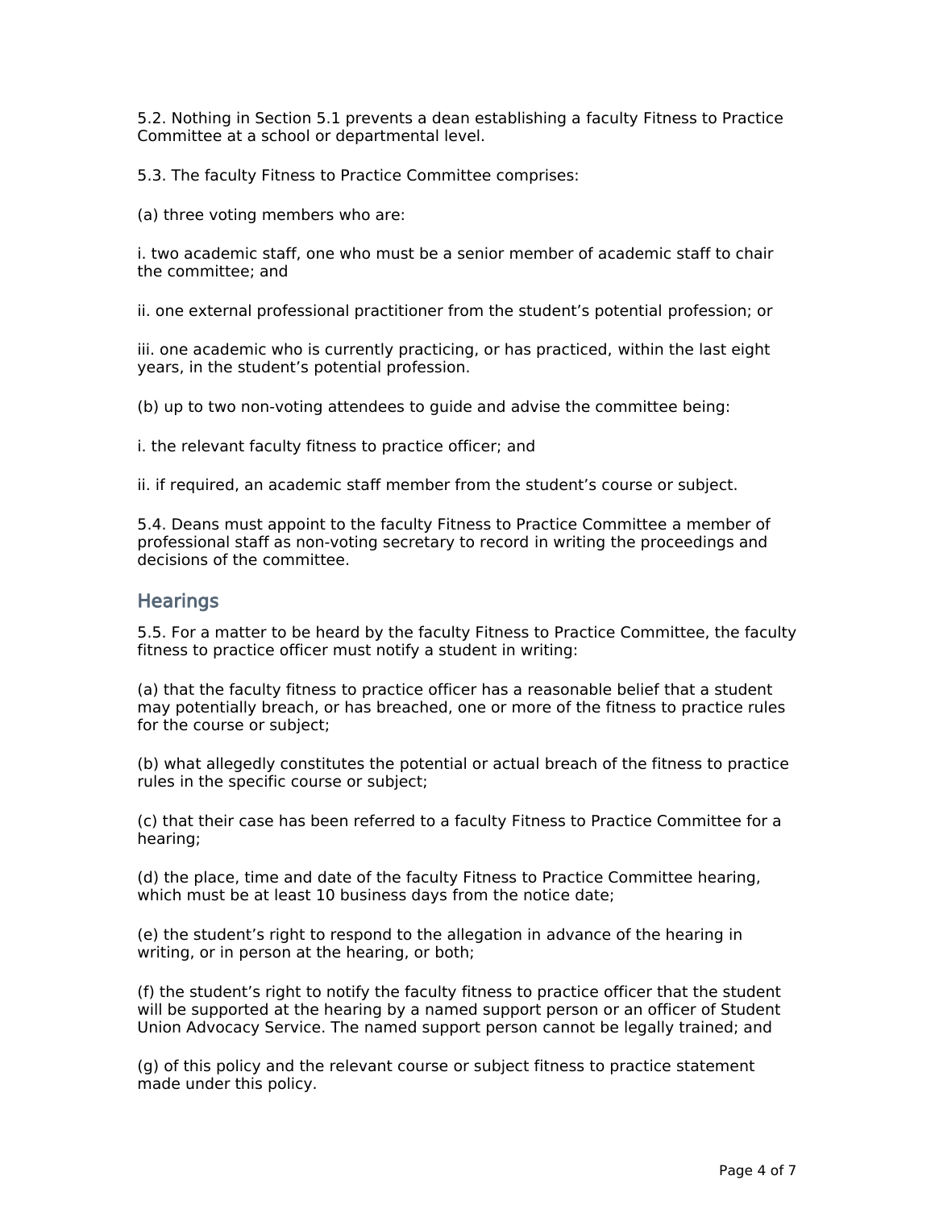5.2. Nothing in Section 5.1 prevents a dean establishing a faculty Fitness to Practice Committee at a school or departmental level.

5.3. The faculty Fitness to Practice Committee comprises:

(a) three voting members who are:

i. two academic staff, one who must be a senior member of academic staff to chair the committee; and

ii. one external professional practitioner from the student's potential profession; or

iii. one academic who is currently practicing, or has practiced, within the last eight years, in the student's potential profession.

(b) up to two non-voting attendees to guide and advise the committee being:

i. the relevant faculty fitness to practice officer; and

ii. if required, an academic staff member from the student's course or subject.

5.4. Deans must appoint to the faculty Fitness to Practice Committee a member of professional staff as non-voting secretary to record in writing the proceedings and decisions of the committee.

## Hearings

5.5. For a matter to be heard by the faculty Fitness to Practice Committee, the faculty fitness to practice officer must notify a student in writing:

(a) that the faculty fitness to practice officer has a reasonable belief that a student may potentially breach, or has breached, one or more of the fitness to practice rules for the course or subject;

(b) what allegedly constitutes the potential or actual breach of the fitness to practice rules in the specific course or subject;

(c) that their case has been referred to a faculty Fitness to Practice Committee for a hearing;

(d) the place, time and date of the faculty Fitness to Practice Committee hearing, which must be at least 10 business days from the notice date;

(e) the student's right to respond to the allegation in advance of the hearing in writing, or in person at the hearing, or both;

(f) the student's right to notify the faculty fitness to practice officer that the student will be supported at the hearing by a named support person or an officer of Student Union Advocacy Service. The named support person cannot be legally trained; and

(g) of this policy and the relevant course or subject fitness to practice statement made under this policy.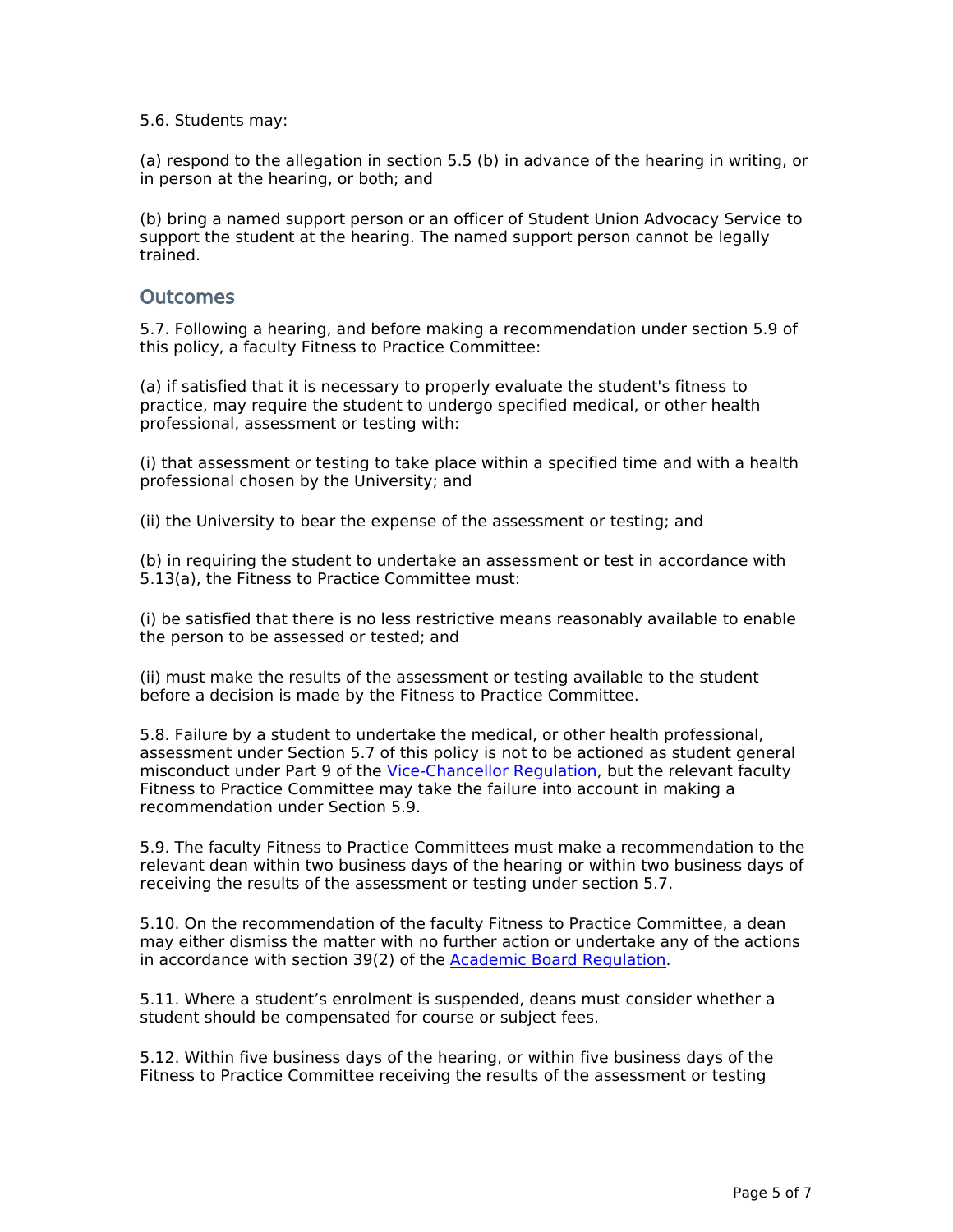5.6. Students may:

(a) respond to the allegation in section 5.5 (b) in advance of the hearing in writing, or in person at the hearing, or both; and

(b) bring a named support person or an officer of Student Union Advocacy Service to support the student at the hearing. The named support person cannot be legally trained.

## Outcomes

5.7. Following a hearing, and before making a recommendation under section 5.9 of this policy, a faculty Fitness to Practice Committee:

(a) if satisfied that it is necessary to properly evaluate the student's fitness to practice, may require the student to undergo specified medical, or other health professional, assessment or testing with:

(i) that assessment or testing to take place within a specified time and with a health professional chosen by the University; and

(ii) the University to bear the expense of the assessment or testing; and

(b) in requiring the student to undertake an assessment or test in accordance with 5.13(a), the Fitness to Practice Committee must:

(i) be satisfied that there is no less restrictive means reasonably available to enable the person to be assessed or tested; and

(ii) must make the results of the assessment or testing available to the student before a decision is made by the Fitness to Practice Committee.

5.8. Failure by a student to undertake the medical, or other health professional, assessment under Section 5.7 of this policy is not to be actioned as student general misconduct under Part 9 of the [Vice-Chancellor Regulation](), but the relevant faculty Fitness to Practice Committee may take the failure into account in making a recommendation under Section 5.9.

5.9. The faculty Fitness to Practice Committees must make a recommendation to the relevant dean within two business days of the hearing or within two business days of receiving the results of the assessment or testing under section 5.7.

5.10. On the recommendation of the faculty Fitness to Practice Committee, a dean may either dismiss the matter with no further action or undertake any of the actions in accordance with section 39(2) of the [Academic Board Regulation]().

5.11. Where a student's enrolment is suspended, deans must consider whether a student should be compensated for course or subject fees.

5.12. Within five business days of the hearing, or within five business days of the Fitness to Practice Committee receiving the results of the assessment or testing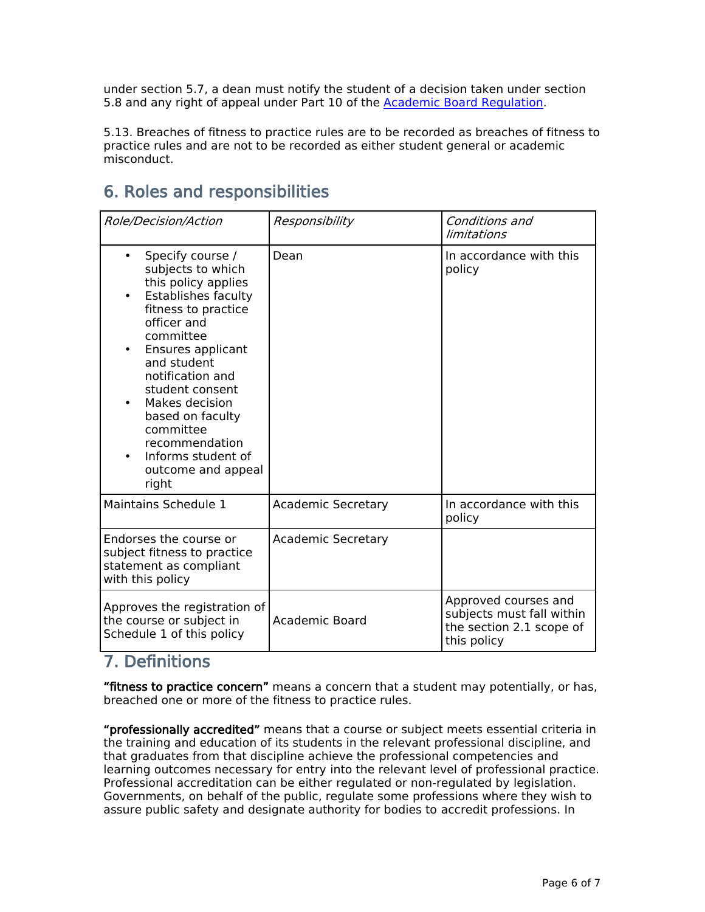under section 5.7, a dean must notify the student of a decision taken under section 5.8 and any right of appeal under Part 10 of the [Academic Board Regulation](#).

5.13. Breaches of fitness to practice rules are to be recorded as breaches of fitness to practice rules and are not to be recorded as either student general or academic misconduct.

## 6. Roles and responsibilities

| *Role/Decision/Action* | *Responsibility* | *Conditions and limitations* |
| --- | --- | --- |
| • Specify course / subjects to which this policy applies<br>• Establishes faculty fitness to practice officer and committee<br>• Ensures applicant and student notification and student consent<br>• Makes decision based on faculty committee recommendation<br>• Informs student of outcome and appeal right | Dean | In accordance with this policy |
| Maintains Schedule 1 | Academic Secretary | In accordance with this policy |
| Endorses the course or subject fitness to practice statement as compliant with this policy | Academic Secretary | |
| Approves the registration of the course or subject in Schedule 1 of this policy | Academic Board | Approved courses and subjects must fall within the section 2.1 scope of this policy |

## 7. Definitions

**"fitness to practice concern"** means a concern that a student may potentially, or has, breached one or more of the fitness to practice rules.

**"professionally accredited"** means that a course or subject meets essential criteria in the training and education of its students in the relevant professional discipline, and that graduates from that discipline achieve the professional competencies and learning outcomes necessary for entry into the relevant level of professional practice. Professional accreditation can be either regulated or non-regulated by legislation. Governments, on behalf of the public, regulate some professions where they wish to assure public safety and designate authority for bodies to accredit professions. In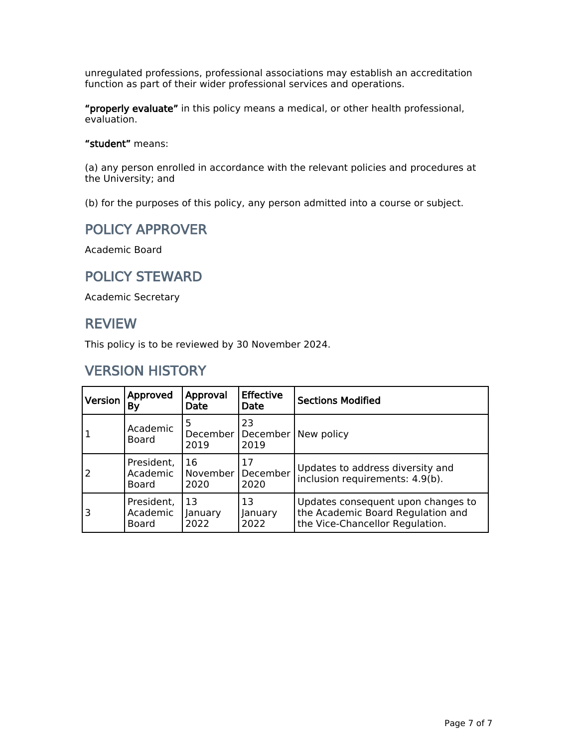unregulated professions, professional associations may establish an accreditation function as part of their wider professional services and operations.

**"properly evaluate"** in this policy means a medical, or other health professional, evaluation.

**"student"** means:

(a) any person enrolled in accordance with the relevant policies and procedures at the University; and

(b) for the purposes of this policy, any person admitted into a course or subject.

## POLICY APPROVER

Academic Board

## POLICY STEWARD

Academic Secretary

## REVIEW

This policy is to be reviewed by 30 November 2024.

## VERSION HISTORY

| Version | Approved By | Approval Date | Effective Date | Sections Modified |
|---|---|---|---|---|
| 1 | Academic Board | 5 December 2019 | 23 December 2019 | New policy |
| 2 | President, Academic Board | 16 November 2020 | 17 December 2020 | Updates to address diversity and inclusion requirements: 4.9(b). |
| 3 | President, Academic Board | 13 January 2022 | 13 January 2022 | Updates consequent upon changes to the Academic Board Regulation and the Vice-Chancellor Regulation. |